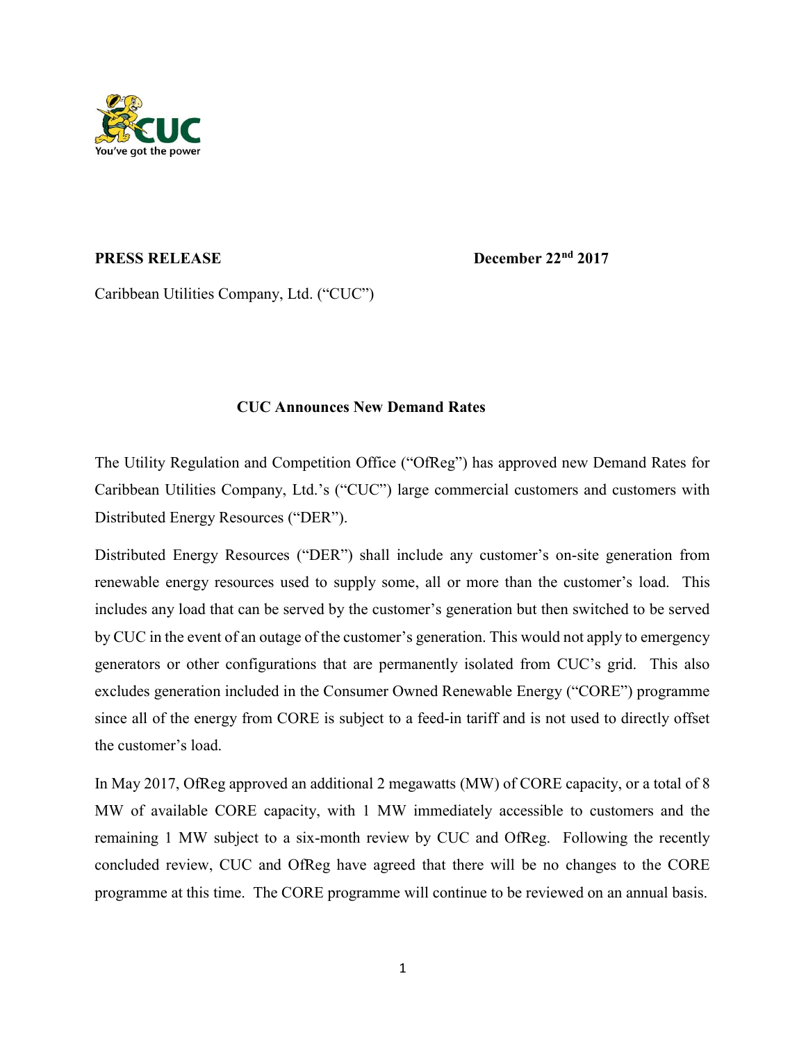**PRESS RELEASE** **December 22nd 2017**

Caribbean Utilities Company, Ltd. ("CUC")

## CUC Announces New Demand Rates

The Utility Regulation and Competition Office ("OfReg") has approved new Demand Rates for Caribbean Utilities Company, Ltd.'s ("CUC") large commercial customers and customers with Distributed Energy Resources ("DER").

Distributed Energy Resources ("DER") shall include any customer's on-site generation from renewable energy resources used to supply some, all or more than the customer's load. This includes any load that can be served by the customer's generation but then switched to be served by CUC in the event of an outage of the customer's generation. This would not apply to emergency generators or other configurations that are permanently isolated from CUC's grid. This also excludes generation included in the Consumer Owned Renewable Energy ("CORE") programme since all of the energy from CORE is subject to a feed-in tariff and is not used to directly offset the customer's load.

In May 2017, OfReg approved an additional 2 megawatts (MW) of CORE capacity, or a total of 8 MW of available CORE capacity, with 1 MW immediately accessible to customers and the remaining 1 MW subject to a six-month review by CUC and OfReg. Following the recently concluded review, CUC and OfReg have agreed that there will be no changes to the CORE programme at this time. The CORE programme will continue to be reviewed on an annual basis.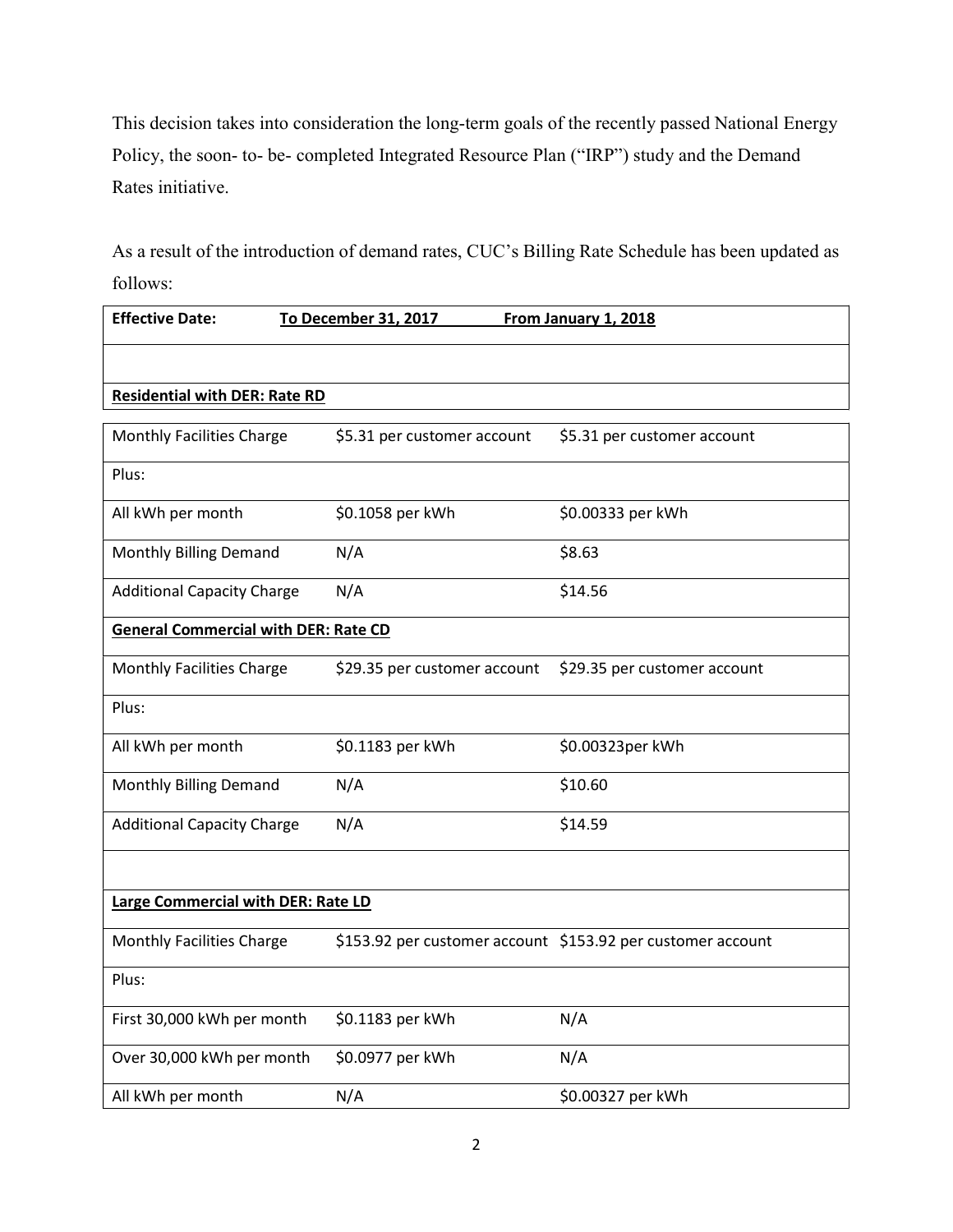This decision takes into consideration the long-term goals of the recently passed National Energy Policy, the soon- to- be- completed Integrated Resource Plan ("IRP") study and the Demand Rates initiative.

As a result of the introduction of demand rates, CUC's Billing Rate Schedule has been updated as follows:

| **Effective Date:** | **To December 31, 2017** | **From January 1, 2018** |
|---|---|---|
| | | |
| **Residential with DER: Rate RD** | | |
| Monthly Facilities Charge | $5.31 per customer account | $5.31 per customer account |
| Plus: | | |
| All kWh per month | $0.1058 per kWh | $0.00333 per kWh |
| Monthly Billing Demand | N/A | $8.63 |
| Additional Capacity Charge | N/A | $14.56 |
| **General Commercial with DER: Rate CD** | | |
| Monthly Facilities Charge | $29.35 per customer account | $29.35 per customer account |
| Plus: | | |
| All kWh per month | $0.1183 per kWh | $0.00323per kWh |
| Monthly Billing Demand | N/A | $10.60 |
| Additional Capacity Charge | N/A | $14.59 |
| | | |
| **Large Commercial with DER: Rate LD** | | |
| Monthly Facilities Charge | $153.92 per customer account | $153.92 per customer account |
| Plus: | | |
| First 30,000 kWh per month | $0.1183 per kWh | N/A |
| Over 30,000 kWh per month | $0.0977 per kWh | N/A |
| All kWh per month | N/A | $0.00327 per kWh |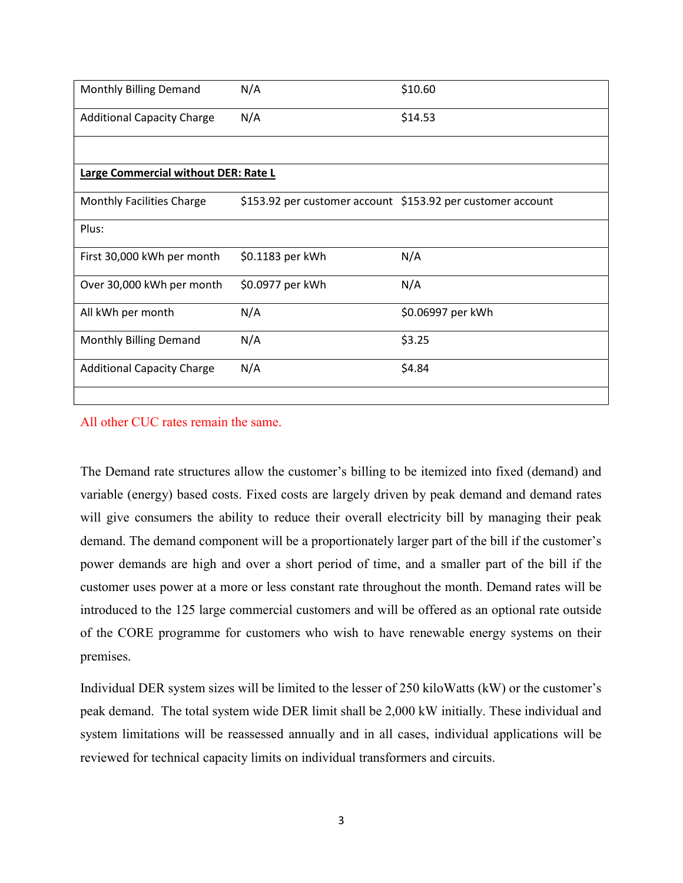| | | |
|---|---|---|
| Monthly Billing Demand | N/A | $10.60 |
| Additional Capacity Charge | N/A | $14.53 |
| | | |
| **Large Commercial without DER: Rate L** | | |
| Monthly Facilities Charge | $153.92 per customer account | $153.92 per customer account |
| Plus: | | |
| First 30,000 kWh per month | $0.1183 per kWh | N/A |
| Over 30,000 kWh per month | $0.0977 per kWh | N/A |
| All kWh per month | N/A | $0.06997 per kWh |
| Monthly Billing Demand | N/A | $3.25 |
| Additional Capacity Charge | N/A | $4.84 |
| | | |

All other CUC rates remain the same.

The Demand rate structures allow the customer's billing to be itemized into fixed (demand) and variable (energy) based costs. Fixed costs are largely driven by peak demand and demand rates will give consumers the ability to reduce their overall electricity bill by managing their peak demand. The demand component will be a proportionately larger part of the bill if the customer's power demands are high and over a short period of time, and a smaller part of the bill if the customer uses power at a more or less constant rate throughout the month. Demand rates will be introduced to the 125 large commercial customers and will be offered as an optional rate outside of the CORE programme for customers who wish to have renewable energy systems on their premises.

Individual DER system sizes will be limited to the lesser of 250 kiloWatts (kW) or the customer's peak demand. The total system wide DER limit shall be 2,000 kW initially. These individual and system limitations will be reassessed annually and in all cases, individual applications will be reviewed for technical capacity limits on individual transformers and circuits.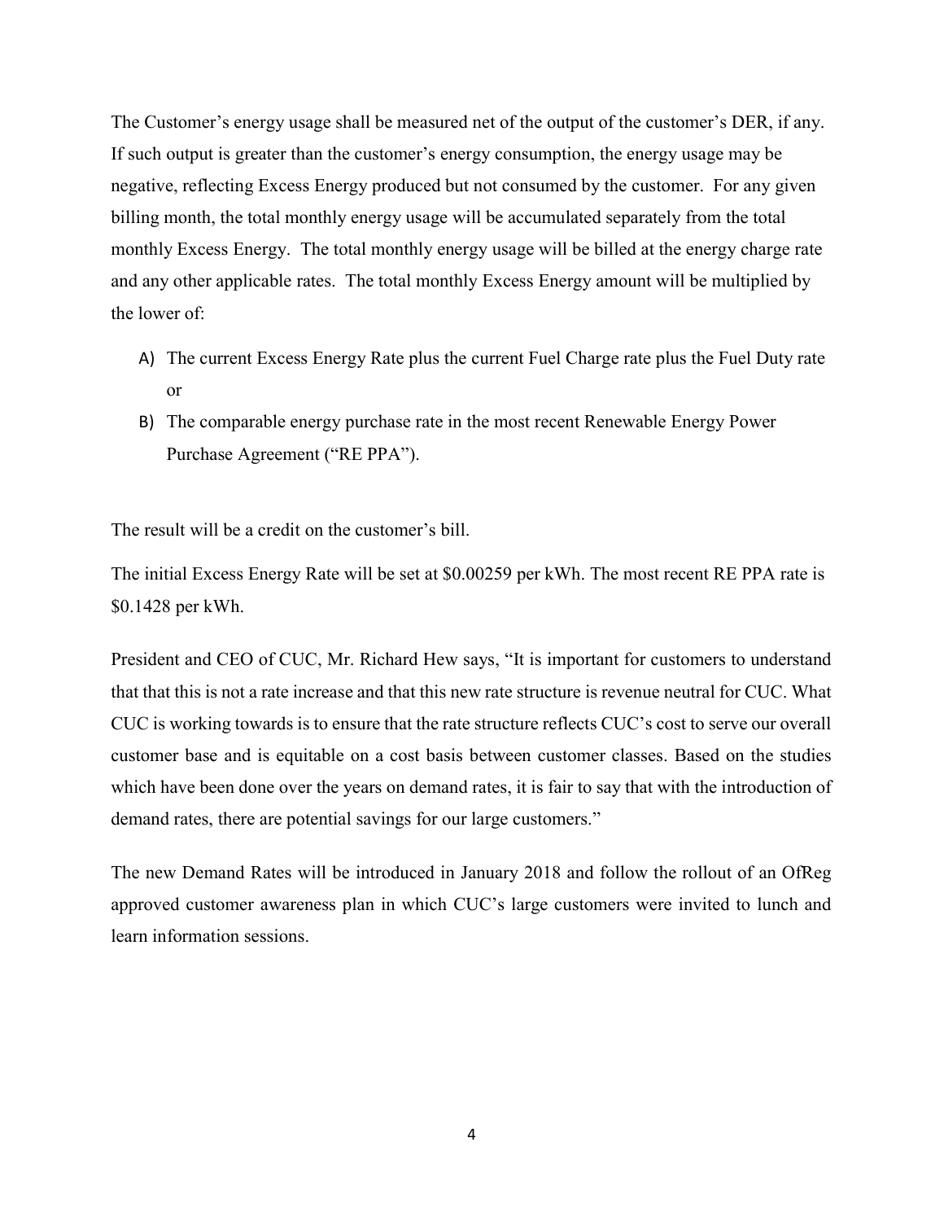The Customer's energy usage shall be measured net of the output of the customer's DER, if any. If such output is greater than the customer's energy consumption, the energy usage may be negative, reflecting Excess Energy produced but not consumed by the customer. For any given billing month, the total monthly energy usage will be accumulated separately from the total monthly Excess Energy. The total monthly energy usage will be billed at the energy charge rate and any other applicable rates. The total monthly Excess Energy amount will be multiplied by the lower of:

A) The current Excess Energy Rate plus the current Fuel Charge rate plus the Fuel Duty rate or

B) The comparable energy purchase rate in the most recent Renewable Energy Power Purchase Agreement ("RE PPA").

The result will be a credit on the customer's bill.

The initial Excess Energy Rate will be set at $0.00259 per kWh. The most recent RE PPA rate is $0.1428 per kWh.

President and CEO of CUC, Mr. Richard Hew says, "It is important for customers to understand that that this is not a rate increase and that this new rate structure is revenue neutral for CUC. What CUC is working towards is to ensure that the rate structure reflects CUC's cost to serve our overall customer base and is equitable on a cost basis between customer classes. Based on the studies which have been done over the years on demand rates, it is fair to say that with the introduction of demand rates, there are potential savings for our large customers."

The new Demand Rates will be introduced in January 2018 and follow the rollout of an OfReg approved customer awareness plan in which CUC's large customers were invited to lunch and learn information sessions.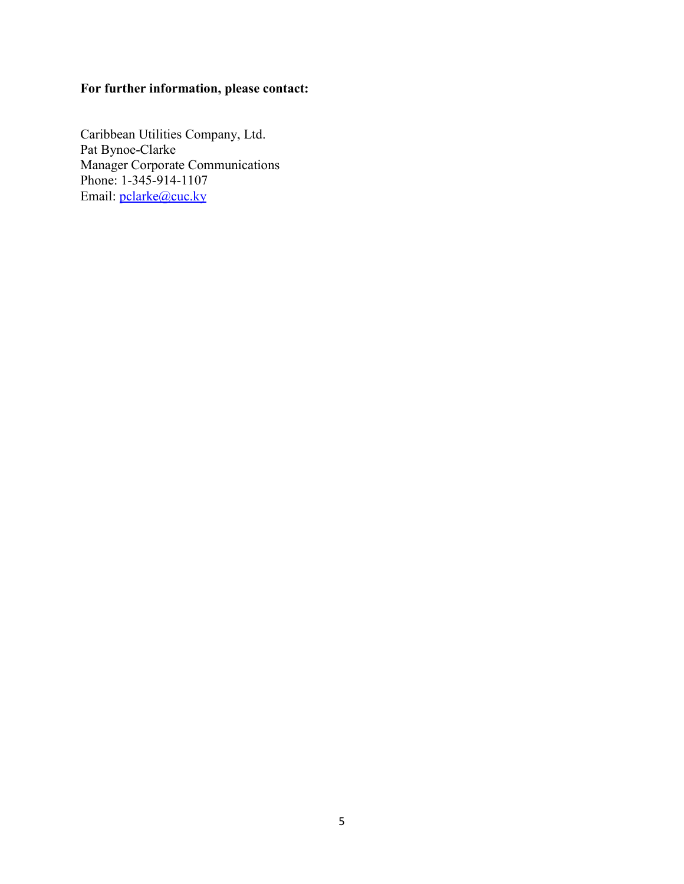**For further information, please contact:**

Caribbean Utilities Company, Ltd.
Pat Bynoe-Clarke
Manager Corporate Communications
Phone: 1-345-914-1107
Email: pclarke@cuc.ky